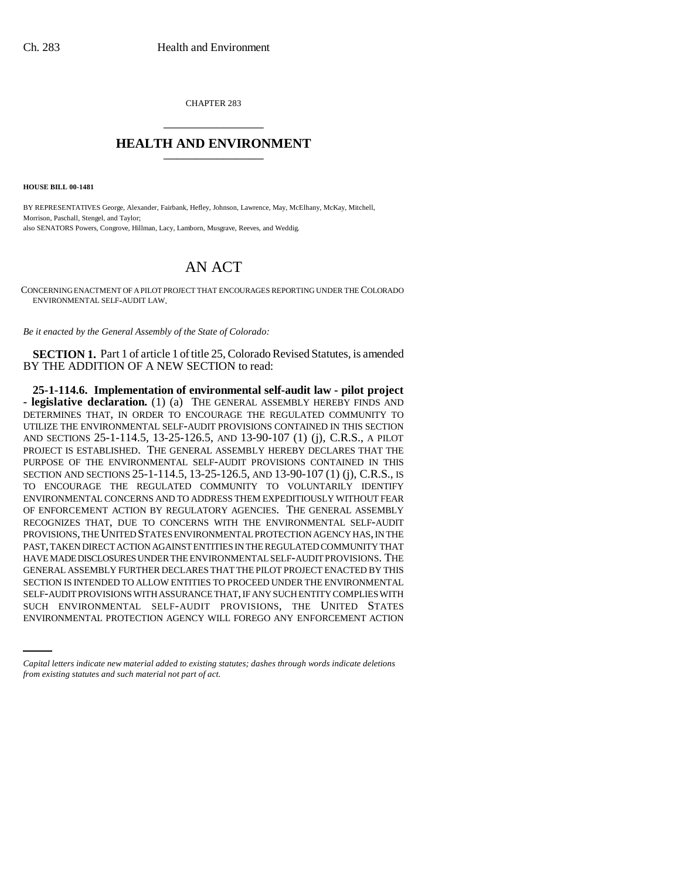CHAPTER 283

# HEALTH AND ENVIRONMENT

**HOUSE BILL 00-1481**

BY REPRESENTATIVES George, Alexander, Fairbank, Hefley, Johnson, Lawrence, May, McElhany, McKay, Mitchell, Morrison, Paschall, Stengel, and Taylor;
also SENATORS Powers, Congrove, Hillman, Lacy, Lamborn, Musgrave, Reeves, and Weddig.

## AN ACT

CONCERNING ENACTMENT OF A PILOT PROJECT THAT ENCOURAGES REPORTING UNDER THE COLORADO ENVIRONMENTAL SELF-AUDIT LAW.

*Be it enacted by the General Assembly of the State of Colorado:*

**SECTION 1.** Part 1 of article 1 of title 25, Colorado Revised Statutes, is amended BY THE ADDITION OF A NEW SECTION to read:

**25-1-114.6. Implementation of environmental self-audit law - pilot project - legislative declaration.** (1) (a) THE GENERAL ASSEMBLY HEREBY FINDS AND DETERMINES THAT, IN ORDER TO ENCOURAGE THE REGULATED COMMUNITY TO UTILIZE THE ENVIRONMENTAL SELF-AUDIT PROVISIONS CONTAINED IN THIS SECTION AND SECTIONS 25-1-114.5, 13-25-126.5, AND 13-90-107 (1) (j), C.R.S., A PILOT PROJECT IS ESTABLISHED. THE GENERAL ASSEMBLY HEREBY DECLARES THAT THE PURPOSE OF THE ENVIRONMENTAL SELF-AUDIT PROVISIONS CONTAINED IN THIS SECTION AND SECTIONS 25-1-114.5, 13-25-126.5, AND 13-90-107 (1) (j), C.R.S., IS TO ENCOURAGE THE REGULATED COMMUNITY TO VOLUNTARILY IDENTIFY ENVIRONMENTAL CONCERNS AND TO ADDRESS THEM EXPEDITIOUSLY WITHOUT FEAR OF ENFORCEMENT ACTION BY REGULATORY AGENCIES. THE GENERAL ASSEMBLY RECOGNIZES THAT, DUE TO CONCERNS WITH THE ENVIRONMENTAL SELF-AUDIT PROVISIONS, THE UNITED STATES ENVIRONMENTAL PROTECTION AGENCY HAS, IN THE PAST, TAKEN DIRECT ACTION AGAINST ENTITIES IN THE REGULATED COMMUNITY THAT HAVE MADE DISCLOSURES UNDER THE ENVIRONMENTAL SELF-AUDIT PROVISIONS. THE GENERAL ASSEMBLY FURTHER DECLARES THAT THE PILOT PROJECT ENACTED BY THIS SECTION IS INTENDED TO ALLOW ENTITIES TO PROCEED UNDER THE ENVIRONMENTAL SELF-AUDIT PROVISIONS WITH ASSURANCE THAT, IF ANY SUCH ENTITY COMPLIES WITH SUCH ENVIRONMENTAL SELF-AUDIT PROVISIONS, THE UNITED STATES ENVIRONMENTAL PROTECTION AGENCY WILL FOREGO ANY ENFORCEMENT ACTION

*Capital letters indicate new material added to existing statutes; dashes through words indicate deletions from existing statutes and such material not part of act.*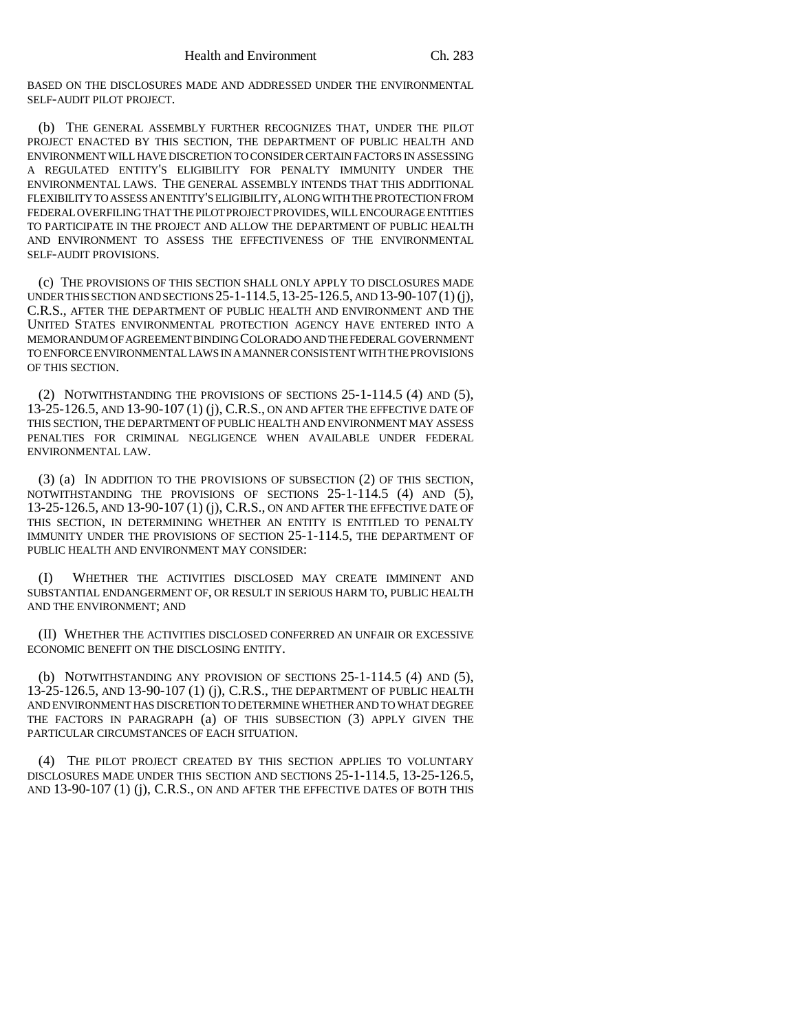BASED ON THE DISCLOSURES MADE AND ADDRESSED UNDER THE ENVIRONMENTAL SELF-AUDIT PILOT PROJECT.

(b) THE GENERAL ASSEMBLY FURTHER RECOGNIZES THAT, UNDER THE PILOT PROJECT ENACTED BY THIS SECTION, THE DEPARTMENT OF PUBLIC HEALTH AND ENVIRONMENT WILL HAVE DISCRETION TO CONSIDER CERTAIN FACTORS IN ASSESSING A REGULATED ENTITY'S ELIGIBILITY FOR PENALTY IMMUNITY UNDER THE ENVIRONMENTAL LAWS. THE GENERAL ASSEMBLY INTENDS THAT THIS ADDITIONAL FLEXIBILITY TO ASSESS AN ENTITY'S ELIGIBILITY, ALONG WITH THE PROTECTION FROM FEDERAL OVERFILING THAT THE PILOT PROJECT PROVIDES, WILL ENCOURAGE ENTITIES TO PARTICIPATE IN THE PROJECT AND ALLOW THE DEPARTMENT OF PUBLIC HEALTH AND ENVIRONMENT TO ASSESS THE EFFECTIVENESS OF THE ENVIRONMENTAL SELF-AUDIT PROVISIONS.

(c) THE PROVISIONS OF THIS SECTION SHALL ONLY APPLY TO DISCLOSURES MADE UNDER THIS SECTION AND SECTIONS 25-1-114.5, 13-25-126.5, AND 13-90-107 (1) (j), C.R.S., AFTER THE DEPARTMENT OF PUBLIC HEALTH AND ENVIRONMENT AND THE UNITED STATES ENVIRONMENTAL PROTECTION AGENCY HAVE ENTERED INTO A MEMORANDUM OF AGREEMENT BINDING COLORADO AND THE FEDERAL GOVERNMENT TO ENFORCE ENVIRONMENTAL LAWS IN A MANNER CONSISTENT WITH THE PROVISIONS OF THIS SECTION.

(2) NOTWITHSTANDING THE PROVISIONS OF SECTIONS 25-1-114.5 (4) AND (5), 13-25-126.5, AND 13-90-107 (1) (j), C.R.S., ON AND AFTER THE EFFECTIVE DATE OF THIS SECTION, THE DEPARTMENT OF PUBLIC HEALTH AND ENVIRONMENT MAY ASSESS PENALTIES FOR CRIMINAL NEGLIGENCE WHEN AVAILABLE UNDER FEDERAL ENVIRONMENTAL LAW.

(3) (a) IN ADDITION TO THE PROVISIONS OF SUBSECTION (2) OF THIS SECTION, NOTWITHSTANDING THE PROVISIONS OF SECTIONS 25-1-114.5 (4) AND (5), 13-25-126.5, AND 13-90-107 (1) (j), C.R.S., ON AND AFTER THE EFFECTIVE DATE OF THIS SECTION, IN DETERMINING WHETHER AN ENTITY IS ENTITLED TO PENALTY IMMUNITY UNDER THE PROVISIONS OF SECTION 25-1-114.5, THE DEPARTMENT OF PUBLIC HEALTH AND ENVIRONMENT MAY CONSIDER:

(I) WHETHER THE ACTIVITIES DISCLOSED MAY CREATE IMMINENT AND SUBSTANTIAL ENDANGERMENT OF, OR RESULT IN SERIOUS HARM TO, PUBLIC HEALTH AND THE ENVIRONMENT; AND

(II) WHETHER THE ACTIVITIES DISCLOSED CONFERRED AN UNFAIR OR EXCESSIVE ECONOMIC BENEFIT ON THE DISCLOSING ENTITY.

(b) NOTWITHSTANDING ANY PROVISION OF SECTIONS 25-1-114.5 (4) AND (5), 13-25-126.5, AND 13-90-107 (1) (j), C.R.S., THE DEPARTMENT OF PUBLIC HEALTH AND ENVIRONMENT HAS DISCRETION TO DETERMINE WHETHER AND TO WHAT DEGREE THE FACTORS IN PARAGRAPH (a) OF THIS SUBSECTION (3) APPLY GIVEN THE PARTICULAR CIRCUMSTANCES OF EACH SITUATION.

(4) THE PILOT PROJECT CREATED BY THIS SECTION APPLIES TO VOLUNTARY DISCLOSURES MADE UNDER THIS SECTION AND SECTIONS 25-1-114.5, 13-25-126.5, AND 13-90-107 (1) (j), C.R.S., ON AND AFTER THE EFFECTIVE DATES OF BOTH THIS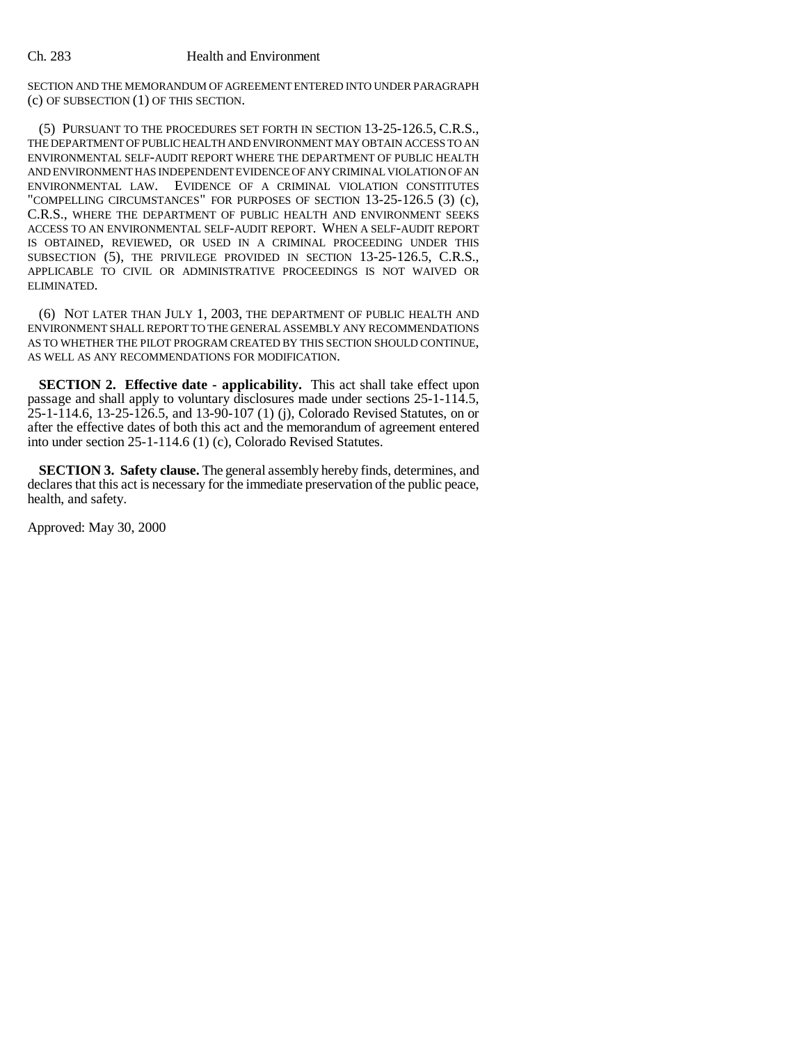SECTION AND THE MEMORANDUM OF AGREEMENT ENTERED INTO UNDER PARAGRAPH (c) OF SUBSECTION (1) OF THIS SECTION.

(5) PURSUANT TO THE PROCEDURES SET FORTH IN SECTION 13-25-126.5, C.R.S., THE DEPARTMENT OF PUBLIC HEALTH AND ENVIRONMENT MAY OBTAIN ACCESS TO AN ENVIRONMENTAL SELF-AUDIT REPORT WHERE THE DEPARTMENT OF PUBLIC HEALTH AND ENVIRONMENT HAS INDEPENDENT EVIDENCE OF ANY CRIMINAL VIOLATION OF AN ENVIRONMENTAL LAW. EVIDENCE OF A CRIMINAL VIOLATION CONSTITUTES "COMPELLING CIRCUMSTANCES" FOR PURPOSES OF SECTION 13-25-126.5 (3) (c), C.R.S., WHERE THE DEPARTMENT OF PUBLIC HEALTH AND ENVIRONMENT SEEKS ACCESS TO AN ENVIRONMENTAL SELF-AUDIT REPORT. WHEN A SELF-AUDIT REPORT IS OBTAINED, REVIEWED, OR USED IN A CRIMINAL PROCEEDING UNDER THIS SUBSECTION (5), THE PRIVILEGE PROVIDED IN SECTION 13-25-126.5, C.R.S., APPLICABLE TO CIVIL OR ADMINISTRATIVE PROCEEDINGS IS NOT WAIVED OR ELIMINATED.

(6) NOT LATER THAN JULY 1, 2003, THE DEPARTMENT OF PUBLIC HEALTH AND ENVIRONMENT SHALL REPORT TO THE GENERAL ASSEMBLY ANY RECOMMENDATIONS AS TO WHETHER THE PILOT PROGRAM CREATED BY THIS SECTION SHOULD CONTINUE, AS WELL AS ANY RECOMMENDATIONS FOR MODIFICATION.

**SECTION 2. Effective date - applicability.** This act shall take effect upon passage and shall apply to voluntary disclosures made under sections 25-1-114.5, 25-1-114.6, 13-25-126.5, and 13-90-107 (1) (j), Colorado Revised Statutes, on or after the effective dates of both this act and the memorandum of agreement entered into under section 25-1-114.6 (1) (c), Colorado Revised Statutes.

**SECTION 3. Safety clause.** The general assembly hereby finds, determines, and declares that this act is necessary for the immediate preservation of the public peace, health, and safety.

Approved: May 30, 2000